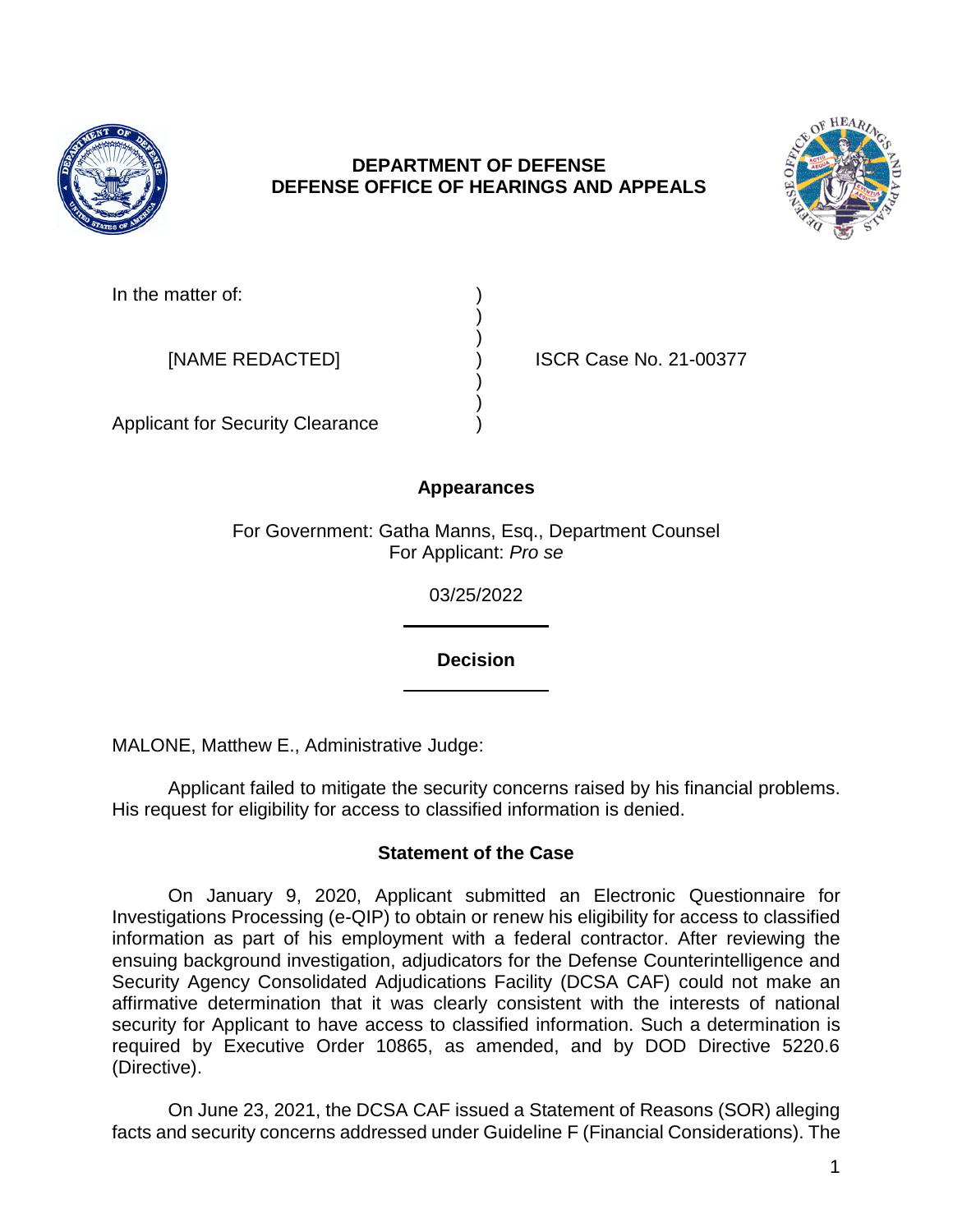**DEPARTMENT OF DEFENSE**
**DEFENSE OFFICE OF HEARINGS AND APPEALS**

In the matter of: )
 )
 )
[NAME REDACTED] ) ISCR Case No. 21-00377
 )
 )
Applicant for Security Clearance )

**Appearances**

For Government: Gatha Manns, Esq., Department Counsel
For Applicant: *Pro se*

03/25/2022

**Decision**

MALONE, Matthew E., Administrative Judge:

Applicant failed to mitigate the security concerns raised by his financial problems. His request for eligibility for access to classified information is denied.

**Statement of the Case**

On January 9, 2020, Applicant submitted an Electronic Questionnaire for Investigations Processing (e-QIP) to obtain or renew his eligibility for access to classified information as part of his employment with a federal contractor. After reviewing the ensuing background investigation, adjudicators for the Defense Counterintelligence and Security Agency Consolidated Adjudications Facility (DCSA CAF) could not make an affirmative determination that it was clearly consistent with the interests of national security for Applicant to have access to classified information. Such a determination is required by Executive Order 10865, as amended, and by DOD Directive 5220.6 (Directive).

On June 23, 2021, the DCSA CAF issued a Statement of Reasons (SOR) alleging facts and security concerns addressed under Guideline F (Financial Considerations). The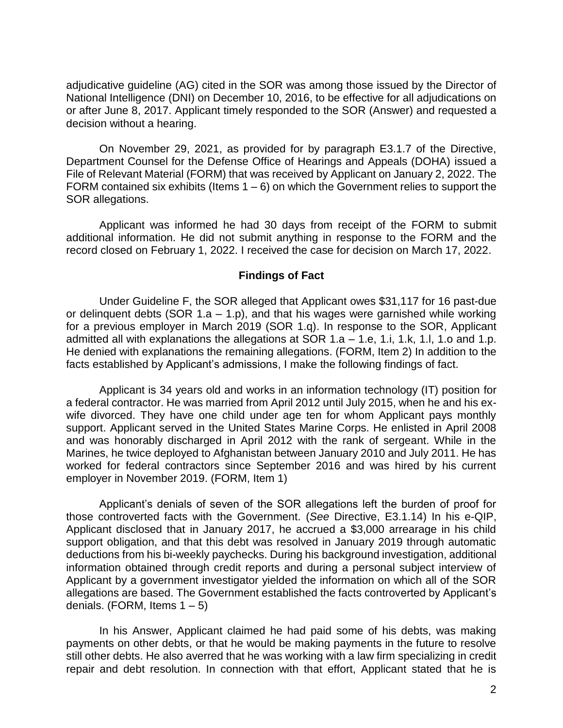adjudicative guideline (AG) cited in the SOR was among those issued by the Director of National Intelligence (DNI) on December 10, 2016, to be effective for all adjudications on or after June 8, 2017. Applicant timely responded to the SOR (Answer) and requested a decision without a hearing.

On November 29, 2021, as provided for by paragraph E3.1.7 of the Directive, Department Counsel for the Defense Office of Hearings and Appeals (DOHA) issued a File of Relevant Material (FORM) that was received by Applicant on January 2, 2022. The FORM contained six exhibits (Items 1 – 6) on which the Government relies to support the SOR allegations.

Applicant was informed he had 30 days from receipt of the FORM to submit additional information. He did not submit anything in response to the FORM and the record closed on February 1, 2022. I received the case for decision on March 17, 2022.

## Findings of Fact

Under Guideline F, the SOR alleged that Applicant owes $31,117 for 16 past-due or delinquent debts (SOR 1.a – 1.p), and that his wages were garnished while working for a previous employer in March 2019 (SOR 1.q). In response to the SOR, Applicant admitted all with explanations the allegations at SOR 1.a – 1.e, 1.i, 1.k, 1.l, 1.o and 1.p. He denied with explanations the remaining allegations. (FORM, Item 2) In addition to the facts established by Applicant's admissions, I make the following findings of fact.

Applicant is 34 years old and works in an information technology (IT) position for a federal contractor. He was married from April 2012 until July 2015, when he and his ex-wife divorced. They have one child under age ten for whom Applicant pays monthly support. Applicant served in the United States Marine Corps. He enlisted in April 2008 and was honorably discharged in April 2012 with the rank of sergeant. While in the Marines, he twice deployed to Afghanistan between January 2010 and July 2011. He has worked for federal contractors since September 2016 and was hired by his current employer in November 2019. (FORM, Item 1)

Applicant's denials of seven of the SOR allegations left the burden of proof for those controverted facts with the Government. (*See* Directive, E3.1.14) In his e-QIP, Applicant disclosed that in January 2017, he accrued a $3,000 arrearage in his child support obligation, and that this debt was resolved in January 2019 through automatic deductions from his bi-weekly paychecks. During his background investigation, additional information obtained through credit reports and during a personal subject interview of Applicant by a government investigator yielded the information on which all of the SOR allegations are based. The Government established the facts controverted by Applicant's denials. (FORM, Items 1 – 5)

In his Answer, Applicant claimed he had paid some of his debts, was making payments on other debts, or that he would be making payments in the future to resolve still other debts. He also averred that he was working with a law firm specializing in credit repair and debt resolution. In connection with that effort, Applicant stated that he is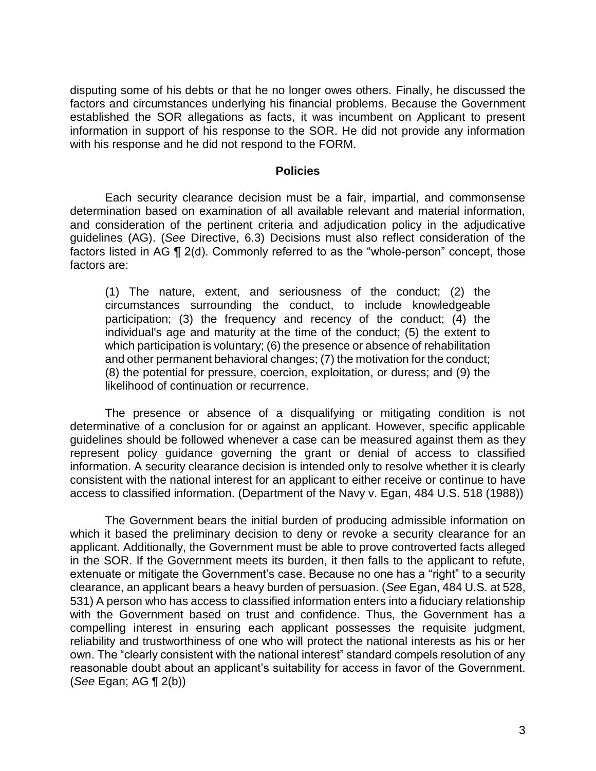disputing some of his debts or that he no longer owes others. Finally, he discussed the factors and circumstances underlying his financial problems. Because the Government established the SOR allegations as facts, it was incumbent on Applicant to present information in support of his response to the SOR. He did not provide any information with his response and he did not respond to the FORM.

## Policies

Each security clearance decision must be a fair, impartial, and commonsense determination based on examination of all available relevant and material information, and consideration of the pertinent criteria and adjudication policy in the adjudicative guidelines (AG). (*See* Directive, 6.3) Decisions must also reflect consideration of the factors listed in AG ¶ 2(d). Commonly referred to as the "whole-person" concept, those factors are:

> (1) The nature, extent, and seriousness of the conduct; (2) the circumstances surrounding the conduct, to include knowledgeable participation; (3) the frequency and recency of the conduct; (4) the individual's age and maturity at the time of the conduct; (5) the extent to which participation is voluntary; (6) the presence or absence of rehabilitation and other permanent behavioral changes; (7) the motivation for the conduct; (8) the potential for pressure, coercion, exploitation, or duress; and (9) the likelihood of continuation or recurrence.

The presence or absence of a disqualifying or mitigating condition is not determinative of a conclusion for or against an applicant. However, specific applicable guidelines should be followed whenever a case can be measured against them as they represent policy guidance governing the grant or denial of access to classified information. A security clearance decision is intended only to resolve whether it is clearly consistent with the national interest for an applicant to either receive or continue to have access to classified information. (Department of the Navy v. Egan, 484 U.S. 518 (1988))

The Government bears the initial burden of producing admissible information on which it based the preliminary decision to deny or revoke a security clearance for an applicant. Additionally, the Government must be able to prove controverted facts alleged in the SOR. If the Government meets its burden, it then falls to the applicant to refute, extenuate or mitigate the Government's case. Because no one has a "right" to a security clearance, an applicant bears a heavy burden of persuasion. (*See* Egan, 484 U.S. at 528, 531) A person who has access to classified information enters into a fiduciary relationship with the Government based on trust and confidence. Thus, the Government has a compelling interest in ensuring each applicant possesses the requisite judgment, reliability and trustworthiness of one who will protect the national interests as his or her own. The "clearly consistent with the national interest" standard compels resolution of any reasonable doubt about an applicant's suitability for access in favor of the Government. (*See* Egan; AG ¶ 2(b))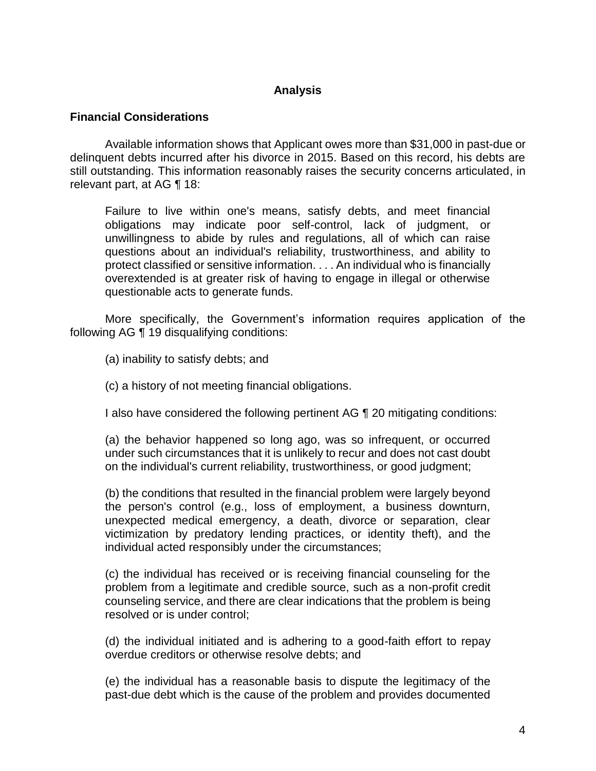## Analysis

### Financial Considerations

Available information shows that Applicant owes more than $31,000 in past-due or delinquent debts incurred after his divorce in 2015. Based on this record, his debts are still outstanding. This information reasonably raises the security concerns articulated, in relevant part, at AG ¶ 18:

> Failure to live within one's means, satisfy debts, and meet financial obligations may indicate poor self-control, lack of judgment, or unwillingness to abide by rules and regulations, all of which can raise questions about an individual's reliability, trustworthiness, and ability to protect classified or sensitive information. . . . An individual who is financially overextended is at greater risk of having to engage in illegal or otherwise questionable acts to generate funds.

More specifically, the Government's information requires application of the following AG ¶ 19 disqualifying conditions:

> (a) inability to satisfy debts; and
>
> (c) a history of not meeting financial obligations.

I also have considered the following pertinent AG ¶ 20 mitigating conditions:

> (a) the behavior happened so long ago, was so infrequent, or occurred under such circumstances that it is unlikely to recur and does not cast doubt on the individual's current reliability, trustworthiness, or good judgment;
>
> (b) the conditions that resulted in the financial problem were largely beyond the person's control (e.g., loss of employment, a business downturn, unexpected medical emergency, a death, divorce or separation, clear victimization by predatory lending practices, or identity theft), and the individual acted responsibly under the circumstances;
>
> (c) the individual has received or is receiving financial counseling for the problem from a legitimate and credible source, such as a non-profit credit counseling service, and there are clear indications that the problem is being resolved or is under control;
>
> (d) the individual initiated and is adhering to a good-faith effort to repay overdue creditors or otherwise resolve debts; and
>
> (e) the individual has a reasonable basis to dispute the legitimacy of the past-due debt which is the cause of the problem and provides documented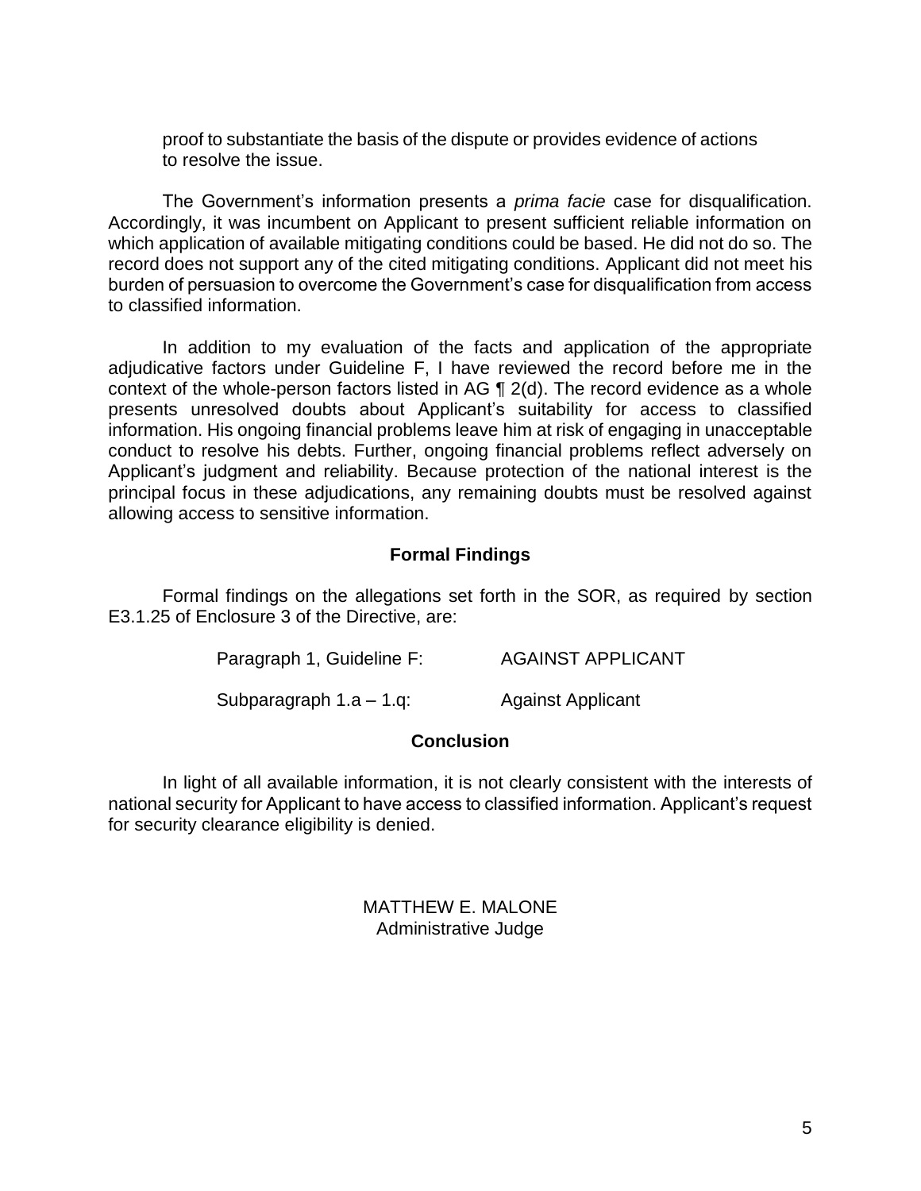proof to substantiate the basis of the dispute or provides evidence of actions to resolve the issue.

The Government's information presents a *prima facie* case for disqualification. Accordingly, it was incumbent on Applicant to present sufficient reliable information on which application of available mitigating conditions could be based. He did not do so. The record does not support any of the cited mitigating conditions. Applicant did not meet his burden of persuasion to overcome the Government's case for disqualification from access to classified information.

In addition to my evaluation of the facts and application of the appropriate adjudicative factors under Guideline F, I have reviewed the record before me in the context of the whole-person factors listed in AG ¶ 2(d). The record evidence as a whole presents unresolved doubts about Applicant's suitability for access to classified information. His ongoing financial problems leave him at risk of engaging in unacceptable conduct to resolve his debts. Further, ongoing financial problems reflect adversely on Applicant's judgment and reliability. Because protection of the national interest is the principal focus in these adjudications, any remaining doubts must be resolved against allowing access to sensitive information.

## Formal Findings

Formal findings on the allegations set forth in the SOR, as required by section E3.1.25 of Enclosure 3 of the Directive, are:

| | |
|---|---|
| Paragraph 1, Guideline F: | AGAINST APPLICANT |
| Subparagraph 1.a – 1.q: | Against Applicant |

## Conclusion

In light of all available information, it is not clearly consistent with the interests of national security for Applicant to have access to classified information. Applicant's request for security clearance eligibility is denied.

MATTHEW E. MALONE
Administrative Judge